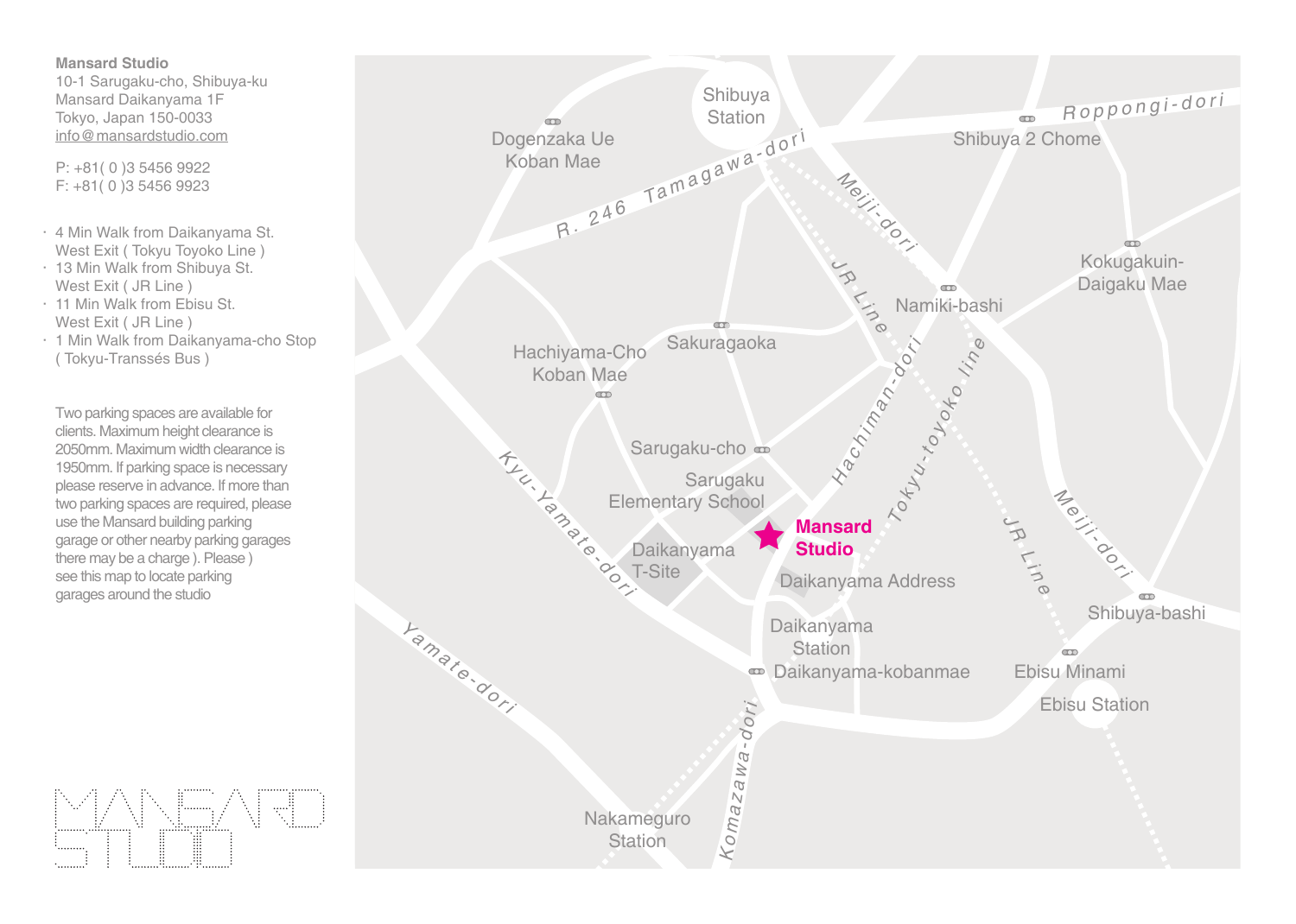**Mansard Studio**
10-1 Sarugaku-cho, Shibuya-ku
Mansard Daikanyama 1F
Tokyo, Japan 150-0033
info@mansardstudio.com

P: +81( 0 )3 5456 9922
F: +81( 0 )3 5456 9923

- 4 Min Walk from Daikanyama St. West Exit ( Tokyu Toyoko Line )
- 13 Min Walk from Shibuya St. West Exit ( JR Line )
- 11 Min Walk from Ebisu St. West Exit ( JR Line )
- 1 Min Walk from Daikanyama-cho Stop ( Tokyu-Transsés Bus )

Two parking spaces are available for clients. Maximum height clearance is 2050mm. Maximum width clearance is 1950mm. If parking space is necessary please reserve in advance. If more than two parking spaces are required, please use the Mansard building parking garage or other nearby parking garages there may be a charge ). Please ) see this map to locate parking garages around the studio

Shibuya Station
Roppongi-dori
Shibuya 2 Chome
Dogenzaka Ue Koban Mae
R. 246 Tamagawa-dori
Meiji-dori
JR Line
Kokugakuin-Daigaku Mae
Namiki-bashi
Hachiyama-Cho Koban Mae
Sakuragaoka
Hachiman-dori
Tokyu-toyoko line
Sarugaku-cho
Sarugaku Elementary School
Kyu-Yamate-dori
**Mansard Studio**
Daikanyama T-Site
Daikanyama Address
JR Line
Meiji-dori
Shibuya-bashi
Yamate-dori
Daikanyama Station
Daikanyama-kobanmae
Ebisu Minami
Ebisu Station
Komazawa-dori
Nakameguro Station

MANSARD STUDIO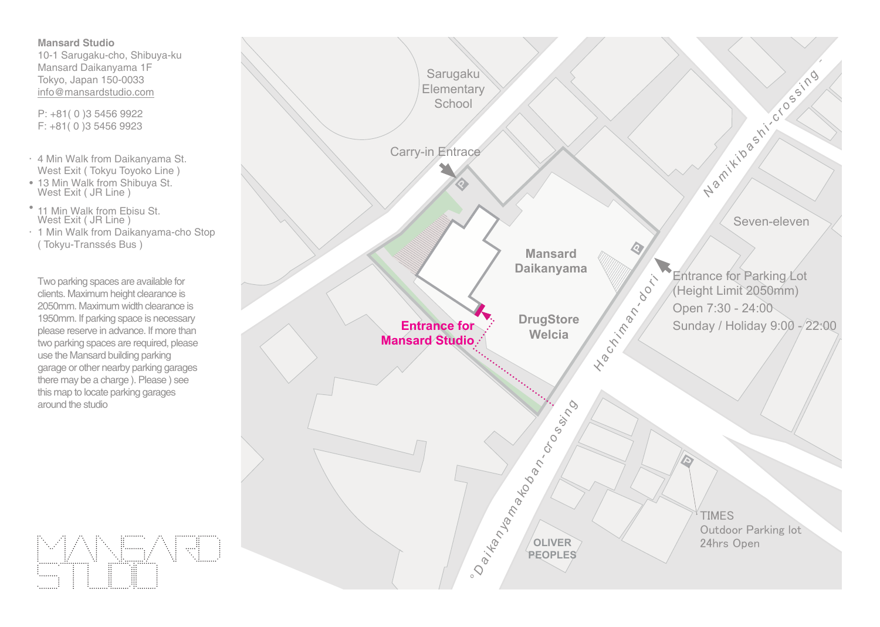**Mansard Studio**
10-1 Sarugaku-cho, Shibuya-ku
Mansard Daikanyama 1F
Tokyo, Japan 150-0033
info@mansardstudio.com

P: +81( 0 )3 5456 9922
F: +81( 0 )3 5456 9923

- 4 Min Walk from Daikanyama St. West Exit ( Tokyu Toyoko Line )
- 13 Min Walk from Shibuya St. West Exit ( JR Line )
- 11 Min Walk from Ebisu St. West Exit ( JR Line )
- 1 Min Walk from Daikanyama-cho Stop ( Tokyu-Transsés Bus )

Two parking spaces are available for clients. Maximum height clearance is 2050mm. Maximum width clearance is 1950mm. If parking space is necessary please reserve in advance. If more than two parking spaces are required, please use the Mansard building parking garage or other nearby parking garages there may be a charge ). Please ) see this map to locate parking garages around the studio

Sarugaku Elementary School

Carry-in Entrace

Mansard Daikanyama

DrugStore Welcia

Entrance for Mansard Studio

Namikibashi-crossing

Seven-eleven

Entrance for Parking Lot (Height Limit 2050mm)
Open 7:30 - 24:00
Sunday / Holiday 9:00 - 22:00

Hachiman-dori

Daikanyamakoban-crossing

OLIVER PEOPLES

TIMES
Outdoor Parking lot
24hrs Open

MANSARD STUDIO